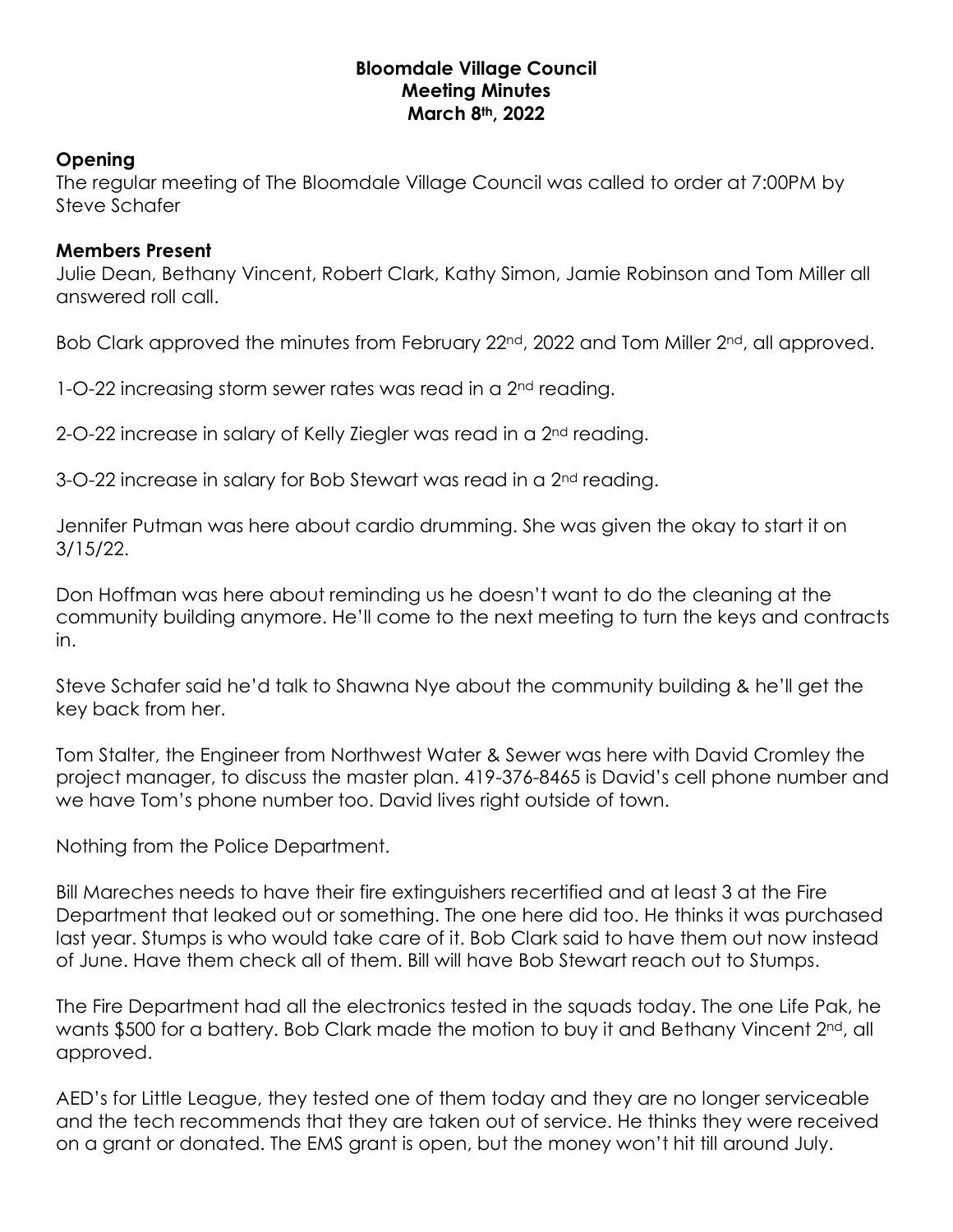**Bloomdale Village Council**
**Meeting Minutes**
**March 8th, 2022**

## Opening

The regular meeting of The Bloomdale Village Council was called to order at 7:00PM by Steve Schafer

## Members Present

Julie Dean, Bethany Vincent, Robert Clark, Kathy Simon, Jamie Robinson and Tom Miller all answered roll call.

Bob Clark approved the minutes from February 22nd, 2022 and Tom Miller 2nd, all approved.

1-O-22 increasing storm sewer rates was read in a 2nd reading.

2-O-22 increase in salary of Kelly Ziegler was read in a 2nd reading.

3-O-22 increase in salary for Bob Stewart was read in a 2nd reading.

Jennifer Putman was here about cardio drumming. She was given the okay to start it on 3/15/22.

Don Hoffman was here about reminding us he doesn't want to do the cleaning at the community building anymore. He'll come to the next meeting to turn the keys and contracts in.

Steve Schafer said he'd talk to Shawna Nye about the community building & he'll get the key back from her.

Tom Stalter, the Engineer from Northwest Water & Sewer was here with David Cromley the project manager, to discuss the master plan. 419-376-8465 is David's cell phone number and we have Tom's phone number too. David lives right outside of town.

Nothing from the Police Department.

Bill Mareches needs to have their fire extinguishers recertified and at least 3 at the Fire Department that leaked out or something. The one here did too. He thinks it was purchased last year. Stumps is who would take care of it. Bob Clark said to have them out now instead of June. Have them check all of them. Bill will have Bob Stewart reach out to Stumps.

The Fire Department had all the electronics tested in the squads today. The one Life Pak, he wants $500 for a battery. Bob Clark made the motion to buy it and Bethany Vincent 2nd, all approved.

AED's for Little League, they tested one of them today and they are no longer serviceable and the tech recommends that they are taken out of service. He thinks they were received on a grant or donated. The EMS grant is open, but the money won't hit till around July.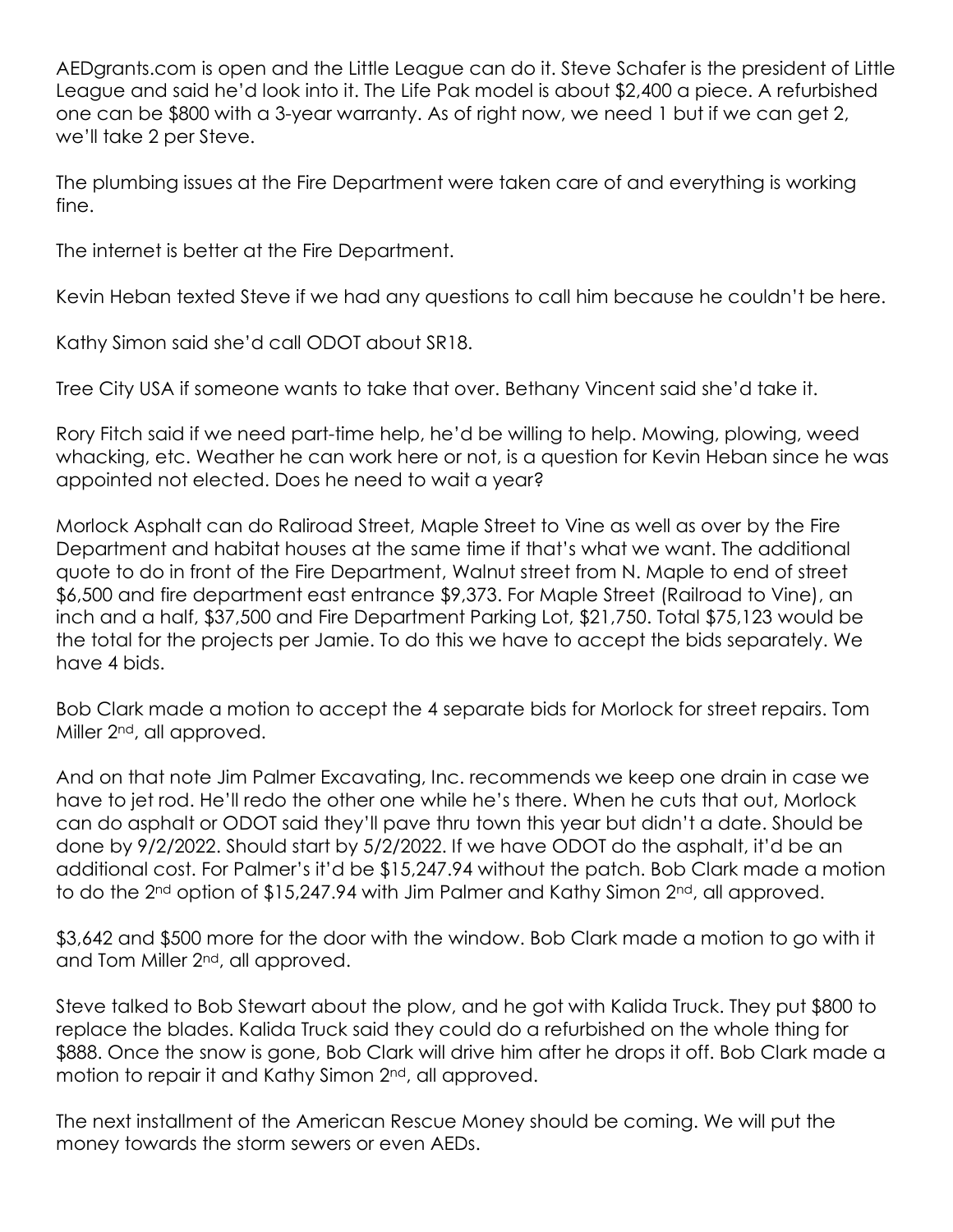AEDgrants.com is open and the Little League can do it. Steve Schafer is the president of Little League and said he'd look into it. The Life Pak model is about $2,400 a piece. A refurbished one can be $800 with a 3-year warranty. As of right now, we need 1 but if we can get 2, we'll take 2 per Steve.

The plumbing issues at the Fire Department were taken care of and everything is working fine.

The internet is better at the Fire Department.

Kevin Heban texted Steve if we had any questions to call him because he couldn't be here.

Kathy Simon said she'd call ODOT about SR18.

Tree City USA if someone wants to take that over. Bethany Vincent said she'd take it.

Rory Fitch said if we need part-time help, he'd be willing to help. Mowing, plowing, weed whacking, etc. Weather he can work here or not, is a question for Kevin Heban since he was appointed not elected. Does he need to wait a year?

Morlock Asphalt can do Raliroad Street, Maple Street to Vine as well as over by the Fire Department and habitat houses at the same time if that's what we want. The additional quote to do in front of the Fire Department, Walnut street from N. Maple to end of street $6,500 and fire department east entrance $9,373. For Maple Street (Railroad to Vine), an inch and a half, $37,500 and Fire Department Parking Lot, $21,750. Total $75,123 would be the total for the projects per Jamie. To do this we have to accept the bids separately. We have 4 bids.

Bob Clark made a motion to accept the 4 separate bids for Morlock for street repairs. Tom Miller 2nd, all approved.

And on that note Jim Palmer Excavating, Inc. recommends we keep one drain in case we have to jet rod. He'll redo the other one while he's there. When he cuts that out, Morlock can do asphalt or ODOT said they'll pave thru town this year but didn't a date. Should be done by 9/2/2022. Should start by 5/2/2022. If we have ODOT do the asphalt, it'd be an additional cost. For Palmer's it'd be $15,247.94 without the patch. Bob Clark made a motion to do the 2nd option of $15,247.94 with Jim Palmer and Kathy Simon 2nd, all approved.

$3,642 and $500 more for the door with the window. Bob Clark made a motion to go with it and Tom Miller 2nd, all approved.

Steve talked to Bob Stewart about the plow, and he got with Kalida Truck. They put $800 to replace the blades. Kalida Truck said they could do a refurbished on the whole thing for $888. Once the snow is gone, Bob Clark will drive him after he drops it off. Bob Clark made a motion to repair it and Kathy Simon 2nd, all approved.

The next installment of the American Rescue Money should be coming. We will put the money towards the storm sewers or even AEDs.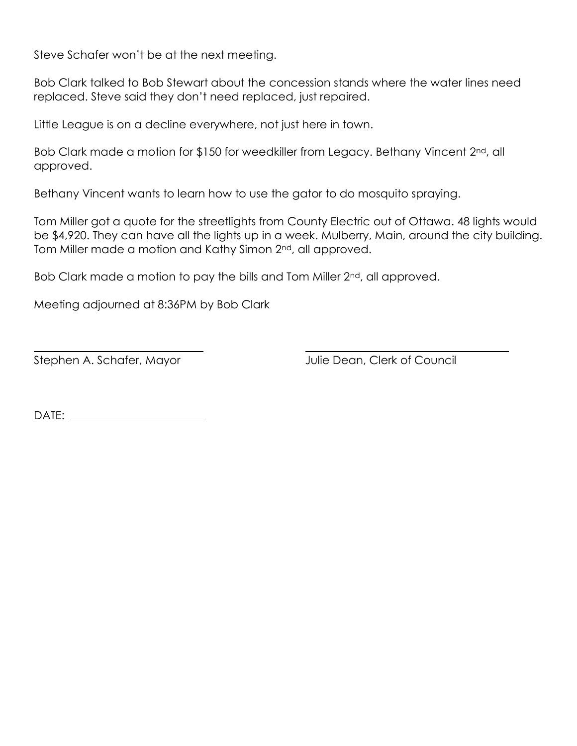Steve Schafer won't be at the next meeting.

Bob Clark talked to Bob Stewart about the concession stands where the water lines need replaced. Steve said they don't need replaced, just repaired.

Little League is on a decline everywhere, not just here in town.

Bob Clark made a motion for $150 for weedkiller from Legacy. Bethany Vincent 2nd, all approved.

Bethany Vincent wants to learn how to use the gator to do mosquito spraying.

Tom Miller got a quote for the streetlights from County Electric out of Ottawa. 48 lights would be $4,920. They can have all the lights up in a week. Mulberry, Main, around the city building. Tom Miller made a motion and Kathy Simon 2nd, all approved.

Bob Clark made a motion to pay the bills and Tom Miller 2nd, all approved.

Meeting adjourned at 8:36PM by Bob Clark

\_\_\_\_\_\_\_\_\_\_\_\_\_\_\_\_\_\_\_\_\_\_\_\_\_\_\_\_
Stephen A. Schafer, Mayor

\_\_\_\_\_\_\_\_\_\_\_\_\_\_\_\_\_\_\_\_\_\_\_\_\_\_\_\_
Julie Dean, Clerk of Council

DATE: \_\_\_\_\_\_\_\_\_\_\_\_\_\_\_\_\_\_\_\_\_\_